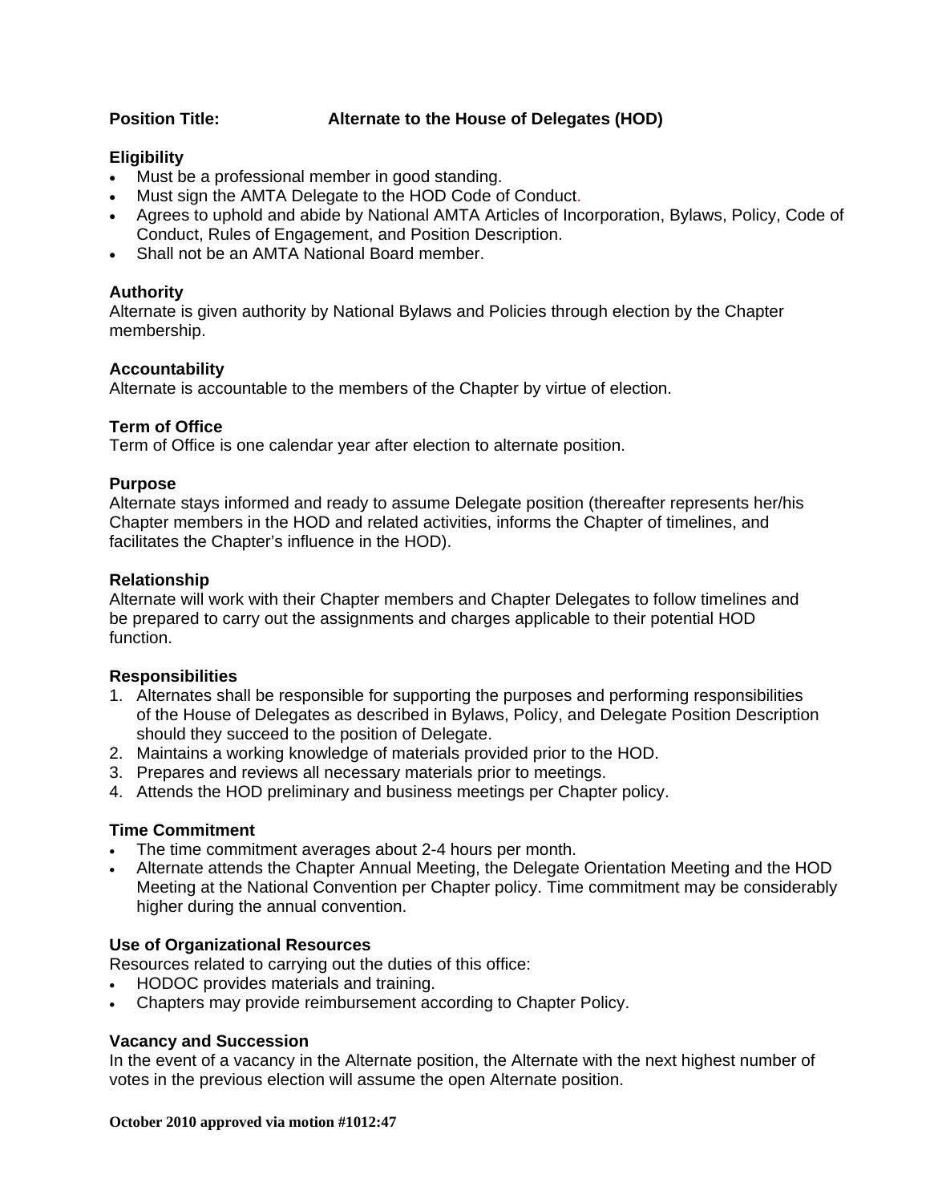**Position Title:** **Alternate to the House of Delegates (HOD)**

### Eligibility

- Must be a professional member in good standing.
- Must sign the AMTA Delegate to the HOD Code of Conduct.
- Agrees to uphold and abide by National AMTA Articles of Incorporation, Bylaws, Policy, Code of Conduct, Rules of Engagement, and Position Description.
- Shall not be an AMTA National Board member.

### Authority

Alternate is given authority by National Bylaws and Policies through election by the Chapter membership.

### Accountability

Alternate is accountable to the members of the Chapter by virtue of election.

### Term of Office

Term of Office is one calendar year after election to alternate position.

### Purpose

Alternate stays informed and ready to assume Delegate position (thereafter represents her/his Chapter members in the HOD and related activities, informs the Chapter of timelines, and facilitates the Chapter's influence in the HOD).

### Relationship

Alternate will work with their Chapter members and Chapter Delegates to follow timelines and be prepared to carry out the assignments and charges applicable to their potential HOD function.

### Responsibilities

1. Alternates shall be responsible for supporting the purposes and performing responsibilities of the House of Delegates as described in Bylaws, Policy, and Delegate Position Description should they succeed to the position of Delegate.
2. Maintains a working knowledge of materials provided prior to the HOD.
3. Prepares and reviews all necessary materials prior to meetings.
4. Attends the HOD preliminary and business meetings per Chapter policy.

### Time Commitment

- The time commitment averages about 2-4 hours per month.
- Alternate attends the Chapter Annual Meeting, the Delegate Orientation Meeting and the HOD Meeting at the National Convention per Chapter policy. Time commitment may be considerably higher during the annual convention.

### Use of Organizational Resources

Resources related to carrying out the duties of this office:

- HODOC provides materials and training.
- Chapters may provide reimbursement according to Chapter Policy.

### Vacancy and Succession

In the event of a vacancy in the Alternate position, the Alternate with the next highest number of votes in the previous election will assume the open Alternate position.

**October 2010 approved via motion #1012:47**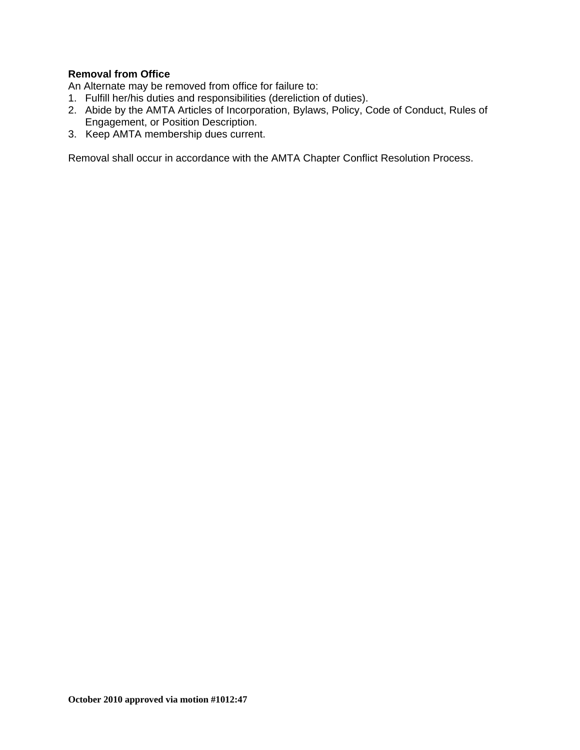**Removal from Office**

An Alternate may be removed from office for failure to:

1. Fulfill her/his duties and responsibilities (dereliction of duties).
2. Abide by the AMTA Articles of Incorporation, Bylaws, Policy, Code of Conduct, Rules of Engagement, or Position Description.
3. Keep AMTA membership dues current.

Removal shall occur in accordance with the AMTA Chapter Conflict Resolution Process.

**October 2010 approved via motion #1012:47**